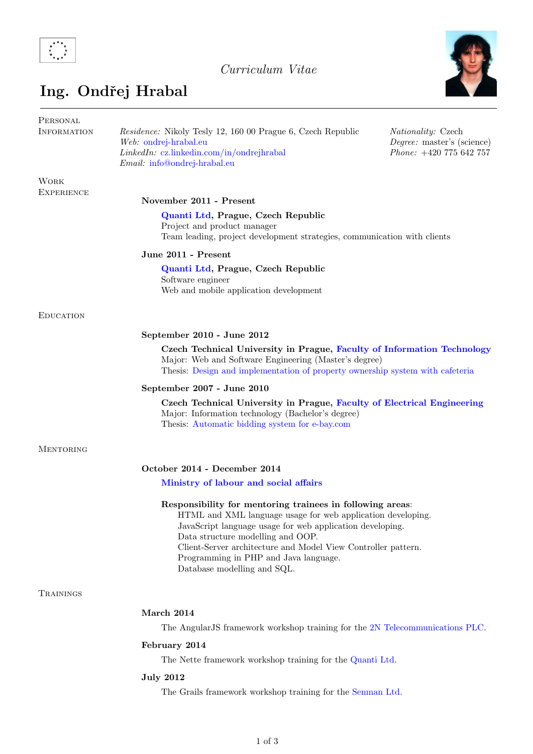Curriculum Vitae

# Ing. Ondřej Hrabal

## Personal Information

*Residence:* Nikoly Tesly 12, 160 00 Prague 6, Czech Republic
*Web:* ondrej-hrabal.eu
*LinkedIn:* cz.linkedin.com/in/ondrejhrabal
*Email:* info@ondrej-hrabal.eu

*Nationality:* Czech
*Degree:* master's (science)
*Phone:* +420 775 642 757

## Work Experience

**November 2011 - Present**

**Quanti Ltd, Prague, Czech Republic**
Project and product manager
Team leading, project development strategies, communication with clients

**June 2011 - Present**

**Quanti Ltd, Prague, Czech Republic**
Software engineer
Web and mobile application development

## Education

**September 2010 - June 2012**

**Czech Technical University in Prague, Faculty of Information Technology**
Major: Web and Software Engineering (Master's degree)
Thesis: Design and implementation of property ownership system with cafeteria

**September 2007 - June 2010**

**Czech Technical University in Prague, Faculty of Electrical Engineering**
Major: Information technology (Bachelor's degree)
Thesis: Automatic bidding system for e-bay.com

## Mentoring

**October 2014 - December 2014**

**Ministry of labour and social affairs**

**Responsibility for mentoring trainees in following areas**:
- HTML and XML language usage for web application developing.
- JavaScript language usage for web application developing.
- Data structure modelling and OOP.
- Client-Server architecture and Model View Controller pattern.
- Programming in PHP and Java language.
- Database modelling and SQL.

## Trainings

**March 2014**

The AngularJS framework workshop training for the 2N Telecommunications PLC.

**February 2014**

The Nette framework workshop training for the Quanti Ltd.

**July 2012**

The Grails framework workshop training for the Senman Ltd.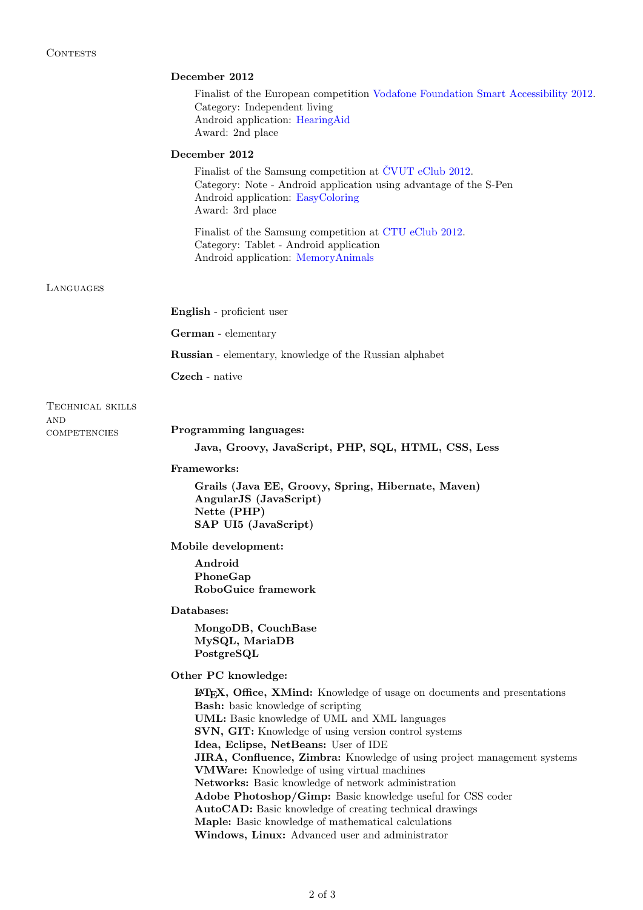## Contests

**December 2012**

Finalist of the European competition Vodafone Foundation Smart Accessibility 2012.
Category: Independent living
Android application: HearingAid
Award: 2nd place

**December 2012**

Finalist of the Samsung competition at ČVUT eClub 2012.
Category: Note - Android application using advantage of the S-Pen
Android application: EasyColoring
Award: 3rd place

Finalist of the Samsung competition at CTU eClub 2012.
Category: Tablet - Android application
Android application: MemoryAnimals

## Languages

**English** - proficient user

**German** - elementary

**Russian** - elementary, knowledge of the Russian alphabet

**Czech** - native

## Technical skills and competencies

**Programming languages:**

**Java, Groovy, JavaScript, PHP, SQL, HTML, CSS, Less**

**Frameworks:**

**Grails (Java EE, Groovy, Spring, Hibernate, Maven)**
**AngularJS (JavaScript)**
**Nette (PHP)**
**SAP UI5 (JavaScript)**

**Mobile development:**

**Android**
**PhoneGap**
**RoboGuice framework**

**Databases:**

**MongoDB, CouchBase**
**MySQL, MariaDB**
**PostgreSQL**

**Other PC knowledge:**

**LaTeX, Office, XMind:** Knowledge of usage on documents and presentations
**Bash:** basic knowledge of scripting
**UML:** Basic knowledge of UML and XML languages
**SVN, GIT:** Knowledge of using version control systems
**Idea, Eclipse, NetBeans:** User of IDE
**JIRA, Confluence, Zimbra:** Knowledge of using project management systems
**VMWare:** Knowledge of using virtual machines
**Networks:** Basic knowledge of network administration
**Adobe Photoshop/Gimp:** Basic knowledge useful for CSS coder
**AutoCAD:** Basic knowledge of creating technical drawings
**Maple:** Basic knowledge of mathematical calculations
**Windows, Linux:** Advanced user and administrator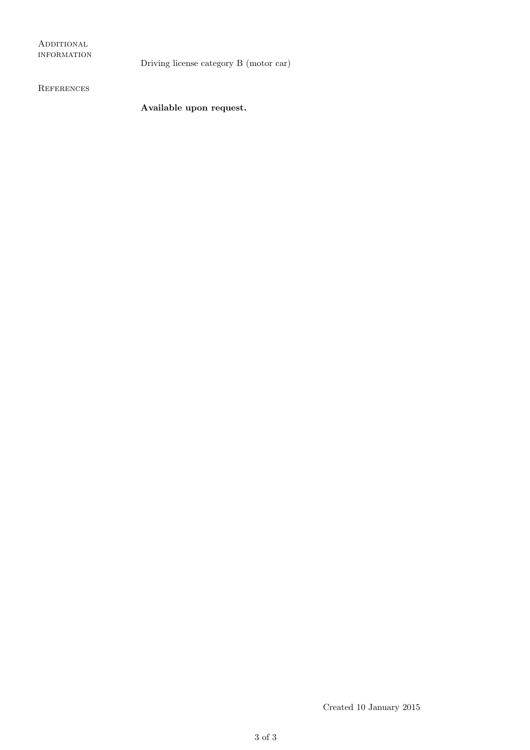## Additional information

Driving license category B (motor car)

## References

**Available upon request.**

Created 10 January 2015